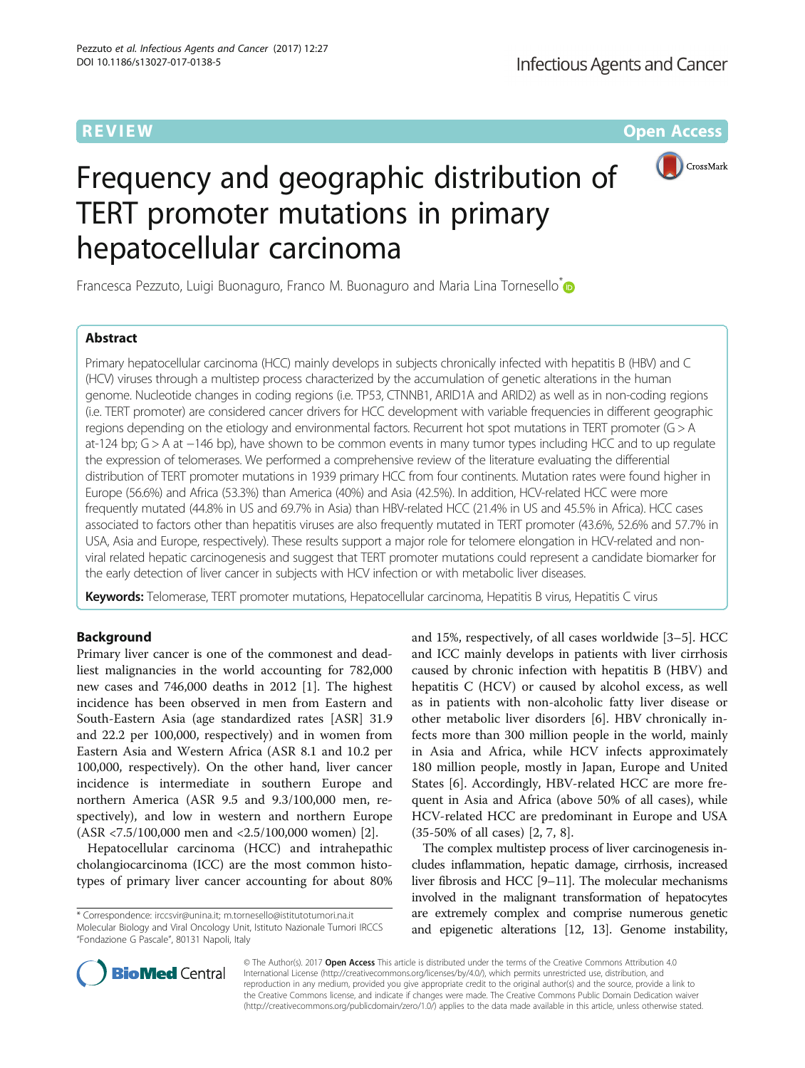REVIEW Open Access

# Frequency and geographic distribution of TERT promoter mutations in primary hepatocellular carcinoma

Francesca Pezzuto, Luigi Buonaguro, Franco M. Buonaguro and Maria Lina Tornesello*

## Abstract

Primary hepatocellular carcinoma (HCC) mainly develops in subjects chronically infected with hepatitis B (HBV) and C (HCV) viruses through a multistep process characterized by the accumulation of genetic alterations in the human genome. Nucleotide changes in coding regions (i.e. TP53, CTNNB1, ARID1A and ARID2) as well as in non-coding regions (i.e. TERT promoter) are considered cancer drivers for HCC development with variable frequencies in different geographic regions depending on the etiology and environmental factors. Recurrent hot spot mutations in TERT promoter (G > A at-124 bp; G > A at −146 bp), have shown to be common events in many tumor types including HCC and to up regulate the expression of telomerases. We performed a comprehensive review of the literature evaluating the differential distribution of TERT promoter mutations in 1939 primary HCC from four continents. Mutation rates were found higher in Europe (56.6%) and Africa (53.3%) than America (40%) and Asia (42.5%). In addition, HCV-related HCC were more frequently mutated (44.8% in US and 69.7% in Asia) than HBV-related HCC (21.4% in US and 45.5% in Africa). HCC cases associated to factors other than hepatitis viruses are also frequently mutated in TERT promoter (43.6%, 52.6% and 57.7% in USA, Asia and Europe, respectively). These results support a major role for telomere elongation in HCV-related and non-viral related hepatic carcinogenesis and suggest that TERT promoter mutations could represent a candidate biomarker for the early detection of liver cancer in subjects with HCV infection or with metabolic liver diseases.

**Keywords:** Telomerase, TERT promoter mutations, Hepatocellular carcinoma, Hepatitis B virus, Hepatitis C virus

## Background

Primary liver cancer is one of the commonest and deadliest malignancies in the world accounting for 782,000 new cases and 746,000 deaths in 2012 [1]. The highest incidence has been observed in men from Eastern and South-Eastern Asia (age standardized rates [ASR] 31.9 and 22.2 per 100,000, respectively) and in women from Eastern Asia and Western Africa (ASR 8.1 and 10.2 per 100,000, respectively). On the other hand, liver cancer incidence is intermediate in southern Europe and northern America (ASR 9.5 and 9.3/100,000 men, respectively), and low in western and northern Europe (ASR <7.5/100,000 men and <2.5/100,000 women) [2].

Hepatocellular carcinoma (HCC) and intrahepatic cholangiocarcinoma (ICC) are the most common histotypes of primary liver cancer accounting for about 80% and 15%, respectively, of all cases worldwide [3–5]. HCC and ICC mainly develops in patients with liver cirrhosis caused by chronic infection with hepatitis B (HBV) and hepatitis C (HCV) or caused by alcohol excess, as well as in patients with non-alcoholic fatty liver disease or other metabolic liver disorders [6]. HBV chronically infects more than 300 million people in the world, mainly in Asia and Africa, while HCV infects approximately 180 million people, mostly in Japan, Europe and United States [6]. Accordingly, HBV-related HCC are more frequent in Asia and Africa (above 50% of all cases), while HCV-related HCC are predominant in Europe and USA (35-50% of all cases) [2, 7, 8].

The complex multistep process of liver carcinogenesis includes inflammation, hepatic damage, cirrhosis, increased liver fibrosis and HCC [9–11]. The molecular mechanisms involved in the malignant transformation of hepatocytes are extremely complex and comprise numerous genetic and epigenetic alterations [12, 13]. Genome instability,

\* Correspondence: irccsvir@unina.it; m.tornesello@istitutotumori.na.it
Molecular Biology and Viral Oncology Unit, Istituto Nazionale Tumori IRCCS "Fondazione G Pascale", 80131 Napoli, Italy

© The Author(s). 2017 **Open Access** This article is distributed under the terms of the Creative Commons Attribution 4.0 International License (http://creativecommons.org/licenses/by/4.0/), which permits unrestricted use, distribution, and reproduction in any medium, provided you give appropriate credit to the original author(s) and the source, provide a link to the Creative Commons license, and indicate if changes were made. The Creative Commons Public Domain Dedication waiver (http://creativecommons.org/publicdomain/zero/1.0/) applies to the data made available in this article, unless otherwise stated.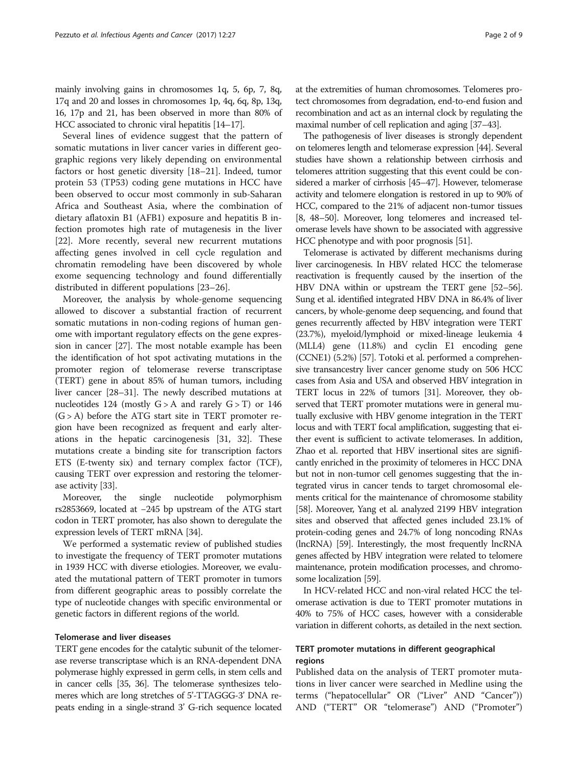mainly involving gains in chromosomes 1q, 5, 6p, 7, 8q, 17q and 20 and losses in chromosomes 1p, 4q, 6q, 8p, 13q, 16, 17p and 21, has been observed in more than 80% of HCC associated to chronic viral hepatitis [14–17].

Several lines of evidence suggest that the pattern of somatic mutations in liver cancer varies in different geographic regions very likely depending on environmental factors or host genetic diversity [18–21]. Indeed, tumor protein 53 (TP53) coding gene mutations in HCC have been observed to occur most commonly in sub-Saharan Africa and Southeast Asia, where the combination of dietary aflatoxin B1 (AFB1) exposure and hepatitis B infection promotes high rate of mutagenesis in the liver [22]. More recently, several new recurrent mutations affecting genes involved in cell cycle regulation and chromatin remodeling have been discovered by whole exome sequencing technology and found differentially distributed in different populations [23–26].

Moreover, the analysis by whole-genome sequencing allowed to discover a substantial fraction of recurrent somatic mutations in non-coding regions of human genome with important regulatory effects on the gene expression in cancer [27]. The most notable example has been the identification of hot spot activating mutations in the promoter region of telomerase reverse transcriptase (TERT) gene in about 85% of human tumors, including liver cancer [28–31]. The newly described mutations at nucleotides 124 (mostly G > A and rarely G > T) or 146 (G > A) before the ATG start site in TERT promoter region have been recognized as frequent and early alterations in the hepatic carcinogenesis [31, 32]. These mutations create a binding site for transcription factors ETS (E-twenty six) and ternary complex factor (TCF), causing TERT over expression and restoring the telomerase activity [33].

Moreover, the single nucleotide polymorphism rs2853669, located at −245 bp upstream of the ATG start codon in TERT promoter, has also shown to deregulate the expression levels of TERT mRNA [34].

We performed a systematic review of published studies to investigate the frequency of TERT promoter mutations in 1939 HCC with diverse etiologies. Moreover, we evaluated the mutational pattern of TERT promoter in tumors from different geographic areas to possibly correlate the type of nucleotide changes with specific environmental or genetic factors in different regions of the world.

## Telomerase and liver diseases

TERT gene encodes for the catalytic subunit of the telomerase reverse transcriptase which is an RNA-dependent DNA polymerase highly expressed in germ cells, in stem cells and in cancer cells [35, 36]. The telomerase synthesizes telomeres which are long stretches of 5'-TTAGGG-3' DNA repeats ending in a single-strand 3' G-rich sequence located at the extremities of human chromosomes. Telomeres protect chromosomes from degradation, end-to-end fusion and recombination and act as an internal clock by regulating the maximal number of cell replication and aging [37–43].

The pathogenesis of liver diseases is strongly dependent on telomeres length and telomerase expression [44]. Several studies have shown a relationship between cirrhosis and telomeres attrition suggesting that this event could be considered a marker of cirrhosis [45–47]. However, telomerase activity and telomere elongation is restored in up to 90% of HCC, compared to the 21% of adjacent non-tumor tissues [8, 48–50]. Moreover, long telomeres and increased telomerase levels have shown to be associated with aggressive HCC phenotype and with poor prognosis [51].

Telomerase is activated by different mechanisms during liver carcinogenesis. In HBV related HCC the telomerase reactivation is frequently caused by the insertion of the HBV DNA within or upstream the TERT gene [52–56]. Sung et al. identified integrated HBV DNA in 86.4% of liver cancers, by whole-genome deep sequencing, and found that genes recurrently affected by HBV integration were TERT (23.7%), myeloid/lymphoid or mixed-lineage leukemia 4 (MLL4) gene (11.8%) and cyclin E1 encoding gene (CCNE1) (5.2%) [57]. Totoki et al. performed a comprehensive transancestry liver cancer genome study on 506 HCC cases from Asia and USA and observed HBV integration in TERT locus in 22% of tumors [31]. Moreover, they observed that TERT promoter mutations were in general mutually exclusive with HBV genome integration in the TERT locus and with TERT focal amplification, suggesting that either event is sufficient to activate telomerases. In addition, Zhao et al. reported that HBV insertional sites are significantly enriched in the proximity of telomeres in HCC DNA but not in non-tumor cell genomes suggesting that the integrated virus in cancer tends to target chromosomal elements critical for the maintenance of chromosome stability [58]. Moreover, Yang et al. analyzed 2199 HBV integration sites and observed that affected genes included 23.1% of protein-coding genes and 24.7% of long noncoding RNAs (lncRNA) [59]. Interestingly, the most frequently lncRNA genes affected by HBV integration were related to telomere maintenance, protein modification processes, and chromosome localization [59].

In HCV-related HCC and non-viral related HCC the telomerase activation is due to TERT promoter mutations in 40% to 75% of HCC cases, however with a considerable variation in different cohorts, as detailed in the next section.

## TERT promoter mutations in different geographical regions

Published data on the analysis of TERT promoter mutations in liver cancer were searched in Medline using the terms ("hepatocellular" OR ("Liver" AND "Cancer")) AND ("TERT" OR "telomerase") AND ("Promoter")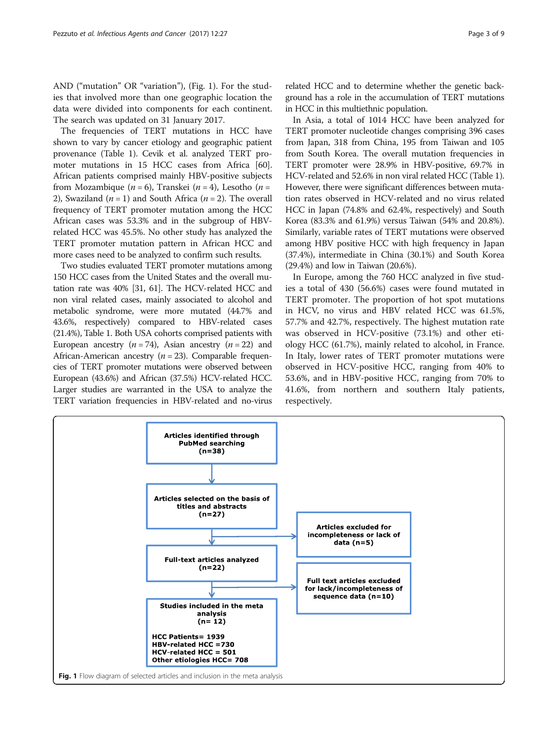AND ("mutation" OR "variation"), (Fig. 1). For the studies that involved more than one geographic location the data were divided into components for each continent. The search was updated on 31 January 2017.

The frequencies of TERT mutations in HCC have shown to vary by cancer etiology and geographic patient provenance (Table 1). Cevik et al. analyzed TERT promoter mutations in 15 HCC cases from Africa [60]. African patients comprised mainly HBV-positive subjects from Mozambique (*n* = 6), Transkei (*n* = 4), Lesotho (*n* = 2), Swaziland (*n* = 1) and South Africa (*n* = 2). The overall frequency of TERT promoter mutation among the HCC African cases was 53.3% and in the subgroup of HBV-related HCC was 45.5%. No other study has analyzed the TERT promoter mutation pattern in African HCC and more cases need to be analyzed to confirm such results.

Two studies evaluated TERT promoter mutations among 150 HCC cases from the United States and the overall mutation rate was 40% [31, 61]. The HCV-related HCC and non viral related cases, mainly associated to alcohol and metabolic syndrome, were more mutated (44.7% and 43.6%, respectively) compared to HBV-related cases (21.4%), Table 1. Both USA cohorts comprised patients with European ancestry (*n* = 74), Asian ancestry (*n* = 22) and African-American ancestry (*n* = 23). Comparable frequencies of TERT promoter mutations were observed between European (43.6%) and African (37.5%) HCV-related HCC. Larger studies are warranted in the USA to analyze the TERT variation frequencies in HBV-related and no-virus related HCC and to determine whether the genetic background has a role in the accumulation of TERT mutations in HCC in this multiethnic population.

In Asia, a total of 1014 HCC have been analyzed for TERT promoter nucleotide changes comprising 396 cases from Japan, 318 from China, 195 from Taiwan and 105 from South Korea. The overall mutation frequencies in TERT promoter were 28.9% in HBV-positive, 69.7% in HCV-related and 52.6% in non viral related HCC (Table 1). However, there were significant differences between mutation rates observed in HCV-related and no virus related HCC in Japan (74.8% and 62.4%, respectively) and South Korea (83.3% and 61.9%) versus Taiwan (54% and 20.8%). Similarly, variable rates of TERT mutations were observed among HBV positive HCC with high frequency in Japan (37.4%), intermediate in China (30.1%) and South Korea (29.4%) and low in Taiwan (20.6%).

In Europe, among the 760 HCC analyzed in five studies a total of 430 (56.6%) cases were found mutated in TERT promoter. The proportion of hot spot mutations in HCV, no virus and HBV related HCC was 61.5%, 57.7% and 42.7%, respectively. The highest mutation rate was observed in HCV-positive (73.1%) and other etiology HCC (61.7%), mainly related to alcohol, in France. In Italy, lower rates of TERT promoter mutations were observed in HCV-positive HCC, ranging from 40% to 53.6%, and in HBV-positive HCC, ranging from 70% to 41.6%, from northern and southern Italy patients, respectively.

**Articles identified through PubMed searching (n=38)**
↓
**Articles selected on the basis of titles and abstracts (n=27)** → **Articles excluded for incompleteness or lack of data (n=5)**
↓
**Full-text articles analyzed (n=22)** → **Full text articles excluded for lack/incompleteness of sequence data (n=10)**
↓
**Studies included in the meta analysis (n= 12)**
**HCC Patients= 1939**
**HBV-related HCC =730**
**HCV-related HCC = 501**
**Other etiologies HCC= 708**

**Fig. 1** Flow diagram of selected articles and inclusion in the meta analysis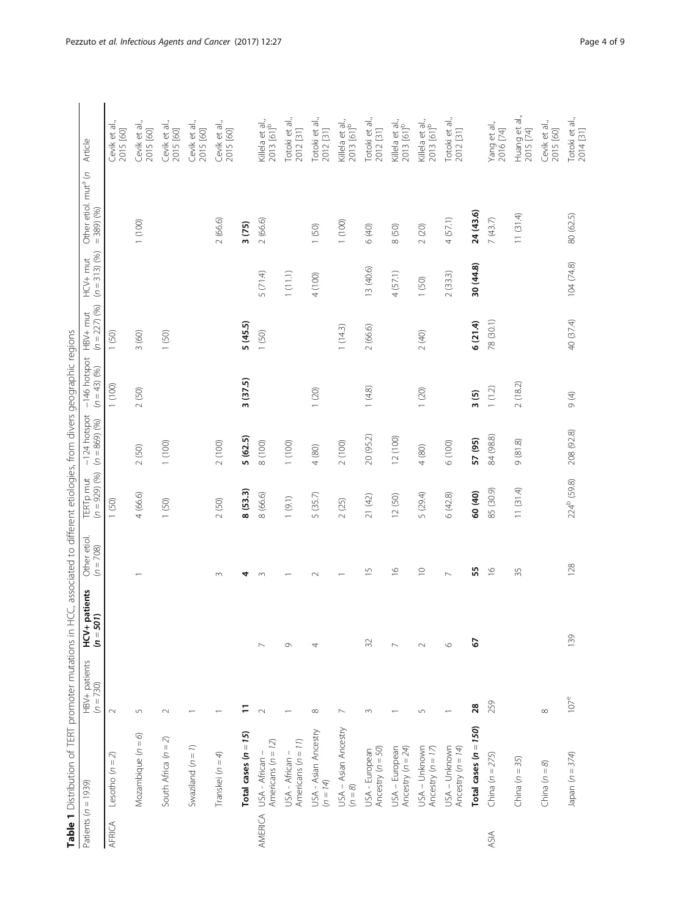**Table 1** Distribution of TERT promoter mutations in HCC, associated to different etiologies, from divers geographic regions

| Patients (n = 1939) | | HBV+ patients (n = 730) | HCV+ patients (n = 501) | Other etiol. (n = 708) | TERTp mut (n = 929) (%) | −124 hotspot (n = 869) (%) | −146 hotspot (n = 43) (%) | HBV+ mut (n = 227) (%) | HCV+ mut (n = 313) (%) | Other etiol. mut[a] (n = 389) (%) | Article |
|---|---|---|---|---|---|---|---|---|---|---|---|
| AFRICA | Lesotho (n = 2) | 2 | | | 1 (50) | | 1 (100) | 1 (50) | | | Cevik et al., 2015 [60] |
| | Mozambique (n = 6) | 5 | | 1 | 4 (66.6) | 2 (50) | 2 (50) | 3 (60) | | 1 (100) | Cevik et al., 2015 [60] |
| | South Africa (n = 2) | 2 | | | 1 (50) | 1 (100) | | 1 (50) | | | Cevik et al., 2015 [60] |
| | Swaziland (n = 1) | 1 | | | | | | | | | Cevik et al., 2015 [60] |
| | Transkei (n = 4) | 1 | | 3 | 2 (50) | 2 (100) | | | | 2 (66.6) | Cevik et al., 2015 [60] |
| | **Total cases (n = 15)** | **11** | | **4** | **8 (53.3)** | **5 (62.5)** | **3 (37.5)** | **5 (45.5)** | | **3 (75)** | |
| AMERICA | USA - African - Americans (n = 12) | 2 | 7 | 3 | 8 (66.6) | 8 (100) | | 1 (50) | 5 (71.4) | 2 (66.6) | Killela et al., 2013 [61][b] |
| | USA - African - Americans (n = 11) | 1 | 9 | 1 | 1 (9.1) | 1 (100) | | | 1 (11.1) | | Totoki et al., 2012 [31] |
| | USA - Asian Ancestry (n = 14) | 8 | 4 | 2 | 5 (35.7) | 4 (80) | 1 (20) | | 4 (100) | 1 (50) | Totoki et al., 2012 [31] |
| | USA – Asian Ancestry (n = 8) | 7 | | 1 | 2 (25) | 2 (100) | | 1 (14.3) | | 1 (100) | Killela et al., 2013 [61][b] |
| | USA - European Ancestry (n = 50) | 3 | 32 | 15 | 21 (42) | 20 (95.2) | 1 (4.8) | 2 (66.6) | 13 (40.6) | 6 (40) | Totoki et al., 2012 [31] |
| | USA – European Ancestry (n = 24) | 1 | 7 | 16 | 12 (50) | 12 (100) | | | 4 (57.1) | 8 (50) | Killela et al., 2013 [61][b] |
| | USA – Unknown Ancestry (n = 17) | 5 | 2 | 10 | 5 (29.4) | 4 (80) | 1 (20) | 2 (40) | 1 (50) | 2 (20) | Killela et al., 2013 [61][b] |
| | USA – Unknown Ancestry (n = 14) | 1 | 6 | 7 | 6 (42.8) | 6 (100) | | | 2 (33.3) | 4 (57.1) | Totoki et al., 2012 [31] |
| | **Total cases (n = 150)** | **28** | **67** | **55** | **60 (40)** | **57 (95)** | **3 (5)** | **6 (21.4)** | **30 (44.8)** | **24 (43.6)** | |
| ASIA | China (n = 275) | 259 | | 16 | 85 (30.9) | 84 (98.8) | 1 (1.2) | 78 (30.1) | | 7 (43.7) | Yang et al., 2016 [74] |
| | China (n = 35) | | | 35 | 11 (31.4) | 9 (81.8) | 2 (18.2) | | | 11 (31.4) | Huang et al., 2015 [74] |
| | China (n = 8) | 8 | | | | | | | | | Cevik et al., 2015 [60] |
| | Japan (n = 374) | 107[e] | 139 | 128 | 224[b] (59.8) | 208 (92.8) | 9 (4) | 40 (37.4) | 104 (74.8) | 80 (62.5) | Totoki et al., 2014 [31] |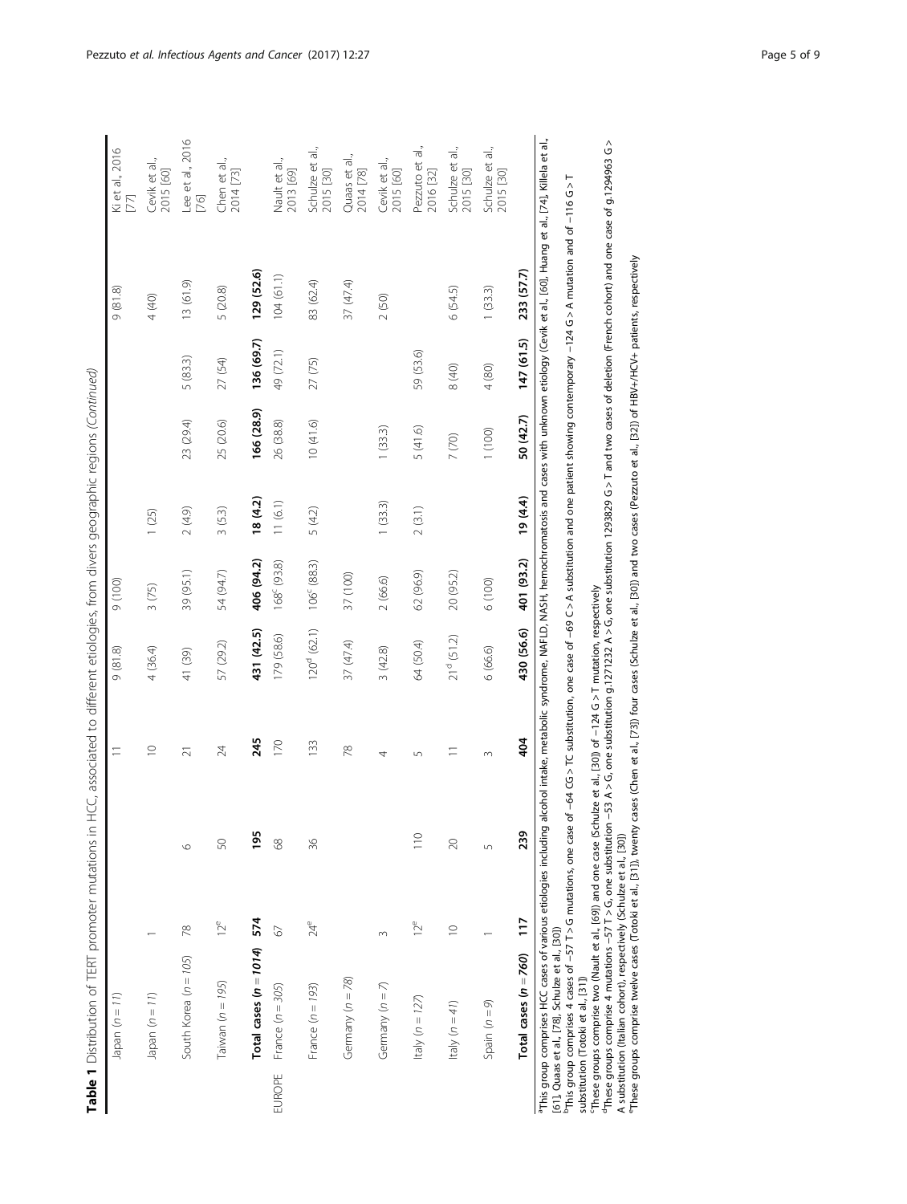**Table 1** Distribution of TERT promoter mutations in HCC, associated to different etiologies, from divers geographic regions *(Continued)*

| | | | | | | | | | | | |
|---|---|---|---|---|---|---|---|---|---|---|---|
| | Japan (*n* = 11) | | | 11 | 9 (81.8) | 9 (100) | | | | 9 (81.8) | Ki et al., 2016 [77] |
| | Japan (*n* = 11) | 1 | | 10 | 4 (36.4) | 3 (75) | 1 (25) | | | 4 (40) | Cevik et al., 2015 [60] |
| | South Korea (*n* = 105) | 78 | 6 | 21 | 41 (39) | 39 (95.1) | 2 (4.9) | 23 (29.4) | 5 (83.3) | 13 (61.9) | Lee et al., 2016 [76] |
| | Taiwan (*n* = 195) | 121[e] | 50 | 24 | 57 (29.2) | 54 (94.7) | 3 (5.3) | 25 (20.6) | 27 (54) | 5 (20.8) | Chen et al., 2014 [73] |
| | **Total cases (*n* = 1014)** | **574** | **195** | **245** | **431 (42.5)** | **406 (94.2)** | **18 (4.2)** | **166 (28.9)** | **136 (69.7)** | **129 (52.6)** | |
| EUROPE | France (*n* = 305) | 67 | 68 | 170 | 179 (58.6) | 168[c] (93.8) | 11 (6.1) | 26 (38.8) | 49 (72.1) | 104 (61.1) | Nault et al., 2013 [69] |
| | France (*n* = 193) | 24[e] | 36 | 133 | 120[d] (62.1) | 106[c] (88.3) | 5 (4.2) | 10 (41.6) | 27 (75) | 83 (62.4) | Schulze et al., 2015 [30] |
| | Germany (*n* = 78) | | | 78 | 37 (47.4) | 37 (100) | | | | 37 (47.4) | Quaas et al., 2014 [78] |
| | Germany (*n* = 7) | 3 | | 4 | 3 (42.8) | 2 (66.6) | 1 (33.3) | 1 (33.3) | | 2 (50) | Cevik et al., 2015 [60] |
| | Italy (*n* = 127) | 12[e] | 110 | 5 | 64 (50.4) | 62 (96.9) | 2 (3.1) | 5 (41.6) | 59 (53.6) | | Pezzuto et al., 2016 [32] |
| | Italy (*n* = 41) | 10 | 20 | 11 | 21[d] (51.2) | 20 (95.2) | | 7 (70) | 8 (40) | 6 (54.5) | Schulze et al., 2015 [30] |
| | Spain (*n* = 9) | 1 | 5 | 3 | 6 (66.6) | 6 (100) | | 1 (100) | 4 (80) | 1 (33.3) | Schulze et al., 2015 [30] |
| | **Total cases (*n* = 760)** | **117** | **239** | **404** | **430 (56.6)** | **401 (93.2)** | **19 (4.4)** | **50 (42.7)** | **147 (61.5)** | **233 (57.7)** | |

[a]This group comprises HCC cases of various etiologies including alcohol intake, metabolic syndrome, NAFLD, NASH, hemochromatosis and cases with unknown etiology (Cevik et al., [60], Huang et al., [74], Killela et al., [61], Quaas et al., [78], Schulze et al., [30])

[b]This group comprises 4 cases of −57 T > G mutations, one case of −64 CG > TC substitution, one case of −69 C > A substitution and one patient showing contemporary −124 G > A mutation and of −116 G > T substitution (Totoki et al., [31])

[c]These groups comprise two (Nault et al., [69]) and one case (Schulze et al., [30]) of −124 G > T mutation, respectively

[d]These groups comprise 4 mutations −57 T > G, one substitution −53 A > G, one substitution g.1271232 A > G, one substitution 1293829 G > T and two cases of deletion (French cohort) and one case of g.1294963 G > A substitution (Italian cohort), respectively (Schulze et al., [30])

[e]These groups comprise twelve cases (Totoki et al., [31]), twenty cases (Chen et al., [73]) four cases (Schulze et al., [30]) and two cases (Pezzuto et al., [32]) of HBV+/HCV+ patients, respectively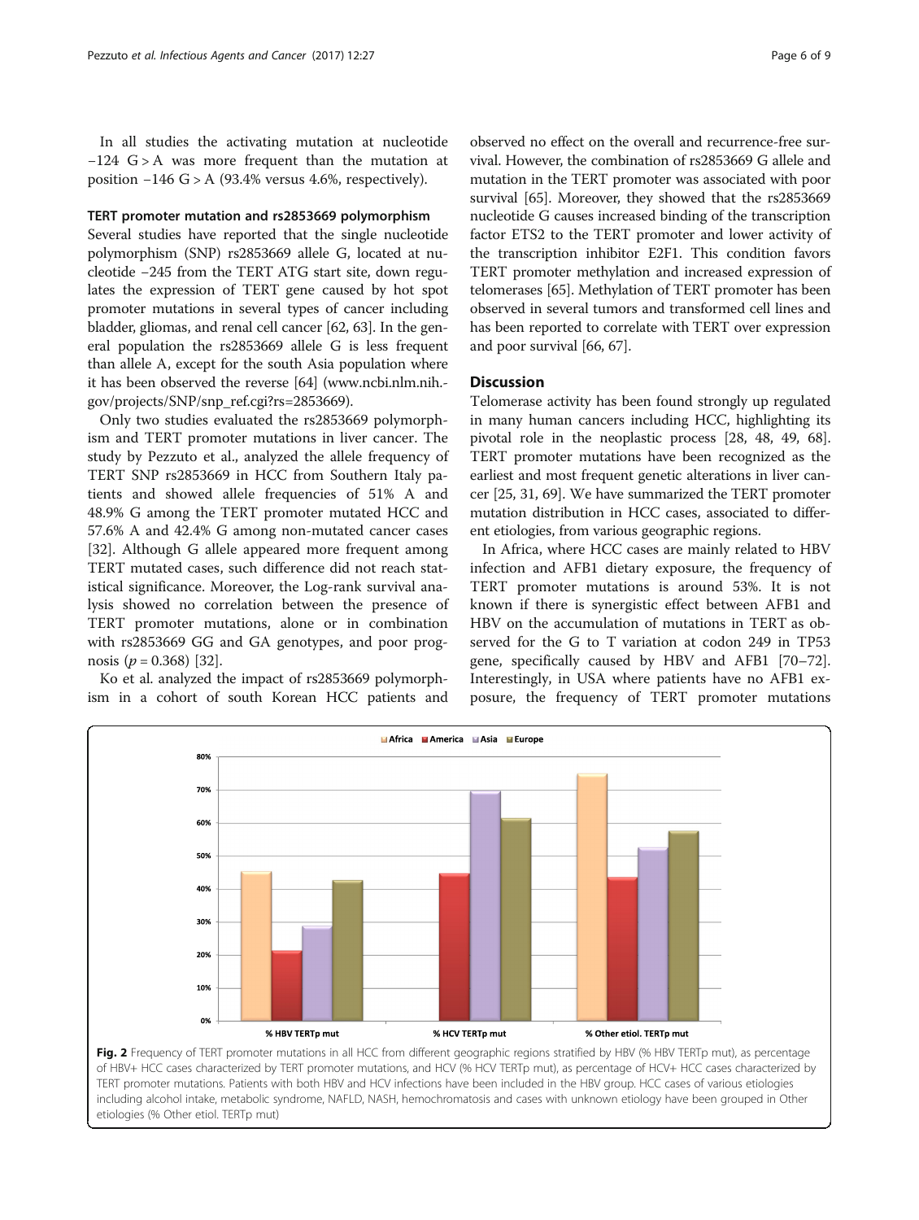In all studies the activating mutation at nucleotide −124 G > A was more frequent than the mutation at position −146 G > A (93.4% versus 4.6%, respectively).

### TERT promoter mutation and rs2853669 polymorphism

Several studies have reported that the single nucleotide polymorphism (SNP) rs2853669 allele G, located at nucleotide −245 from the TERT ATG start site, down regulates the expression of TERT gene caused by hot spot promoter mutations in several types of cancer including bladder, gliomas, and renal cell cancer [62, 63]. In the general population the rs2853669 allele G is less frequent than allele A, except for the south Asia population where it has been observed the reverse [64] (www.ncbi.nlm.nih.gov/projects/SNP/snp_ref.cgi?rs=2853669).

Only two studies evaluated the rs2853669 polymorphism and TERT promoter mutations in liver cancer. The study by Pezzuto et al., analyzed the allele frequency of TERT SNP rs2853669 in HCC from Southern Italy patients and showed allele frequencies of 51% A and 48.9% G among the TERT promoter mutated HCC and 57.6% A and 42.4% G among non-mutated cancer cases [32]. Although G allele appeared more frequent among TERT mutated cases, such difference did not reach statistical significance. Moreover, the Log-rank survival analysis showed no correlation between the presence of TERT promoter mutations, alone or in combination with rs2853669 GG and GA genotypes, and poor prognosis ($p = 0.368$) [32].

Ko et al. analyzed the impact of rs2853669 polymorphism in a cohort of south Korean HCC patients and observed no effect on the overall and recurrence-free survival. However, the combination of rs2853669 G allele and mutation in the TERT promoter was associated with poor survival [65]. Moreover, they showed that the rs2853669 nucleotide G causes increased binding of the transcription factor ETS2 to the TERT promoter and lower activity of the transcription inhibitor E2F1. This condition favors TERT promoter methylation and increased expression of telomerases [65]. Methylation of TERT promoter has been observed in several tumors and transformed cell lines and has been reported to correlate with TERT over expression and poor survival [66, 67].

## Discussion

Telomerase activity has been found strongly up regulated in many human cancers including HCC, highlighting its pivotal role in the neoplastic process [28, 48, 49, 68]. TERT promoter mutations have been recognized as the earliest and most frequent genetic alterations in liver cancer [25, 31, 69]. We have summarized the TERT promoter mutation distribution in HCC cases, associated to different etiologies, from various geographic regions.

In Africa, where HCC cases are mainly related to HBV infection and AFB1 dietary exposure, the frequency of TERT promoter mutations is around 53%. It is not known if there is synergistic effect between AFB1 and HBV on the accumulation of mutations in TERT as observed for the G to T variation at codon 249 in TP53 gene, specifically caused by HBV and AFB1 [70–72]. Interestingly, in USA where patients have no AFB1 exposure, the frequency of TERT promoter mutations

**Fig. 2** Frequency of TERT promoter mutations in all HCC from different geographic regions stratified by HBV (% HBV TERTp mut), as percentage of HBV+ HCC cases characterized by TERT promoter mutations, and HCV (% HCV TERTp mut), as percentage of HCV+ HCC cases characterized by TERT promoter mutations. Patients with both HBV and HCV infections have been included in the HBV group. HCC cases of various etiologies including alcohol intake, metabolic syndrome, NAFLD, NASH, hemochromatosis and cases with unknown etiology have been grouped in Other etiologies (% Other etiol. TERTp mut)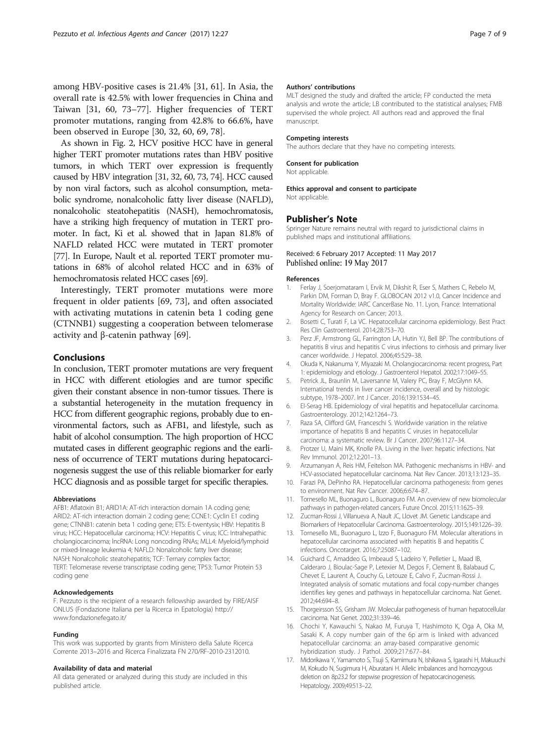among HBV-positive cases is 21.4% [31, 61]. In Asia, the overall rate is 42.5% with lower frequencies in China and Taiwan [31, 60, 73–77]. Higher frequencies of TERT promoter mutations, ranging from 42.8% to 66.6%, have been observed in Europe [30, 32, 60, 69, 78].

As shown in Fig. 2, HCV positive HCC have in general higher TERT promoter mutations rates than HBV positive tumors, in which TERT over expression is frequently caused by HBV integration [31, 32, 60, 73, 74]. HCC caused by non viral factors, such as alcohol consumption, metabolic syndrome, nonalcoholic fatty liver disease (NAFLD), nonalcoholic steatohepatitis (NASH), hemochromatosis, have a striking high frequency of mutation in TERT promoter. In fact, Ki et al. showed that in Japan 81.8% of NAFLD related HCC were mutated in TERT promoter [77]. In Europe, Nault et al. reported TERT promoter mutations in 68% of alcohol related HCC and in 63% of hemochromatosis related HCC cases [69].

Interestingly, TERT promoter mutations were more frequent in older patients [69, 73], and often associated with activating mutations in catenin beta 1 coding gene (CTNNB1) suggesting a cooperation between telomerase activity and β-catenin pathway [69].

## Conclusions

In conclusion, TERT promoter mutations are very frequent in HCC with different etiologies and are tumor specific given their constant absence in non-tumor tissues. There is a substantial heterogeneity in the mutation frequency in HCC from different geographic regions, probably due to environmental factors, such as AFB1, and lifestyle, such as habit of alcohol consumption. The high proportion of HCC mutated cases in different geographic regions and the earliness of occurrence of TERT mutations during hepatocarcinogenesis suggest the use of this reliable biomarker for early HCC diagnosis and as possible target for specific therapies.

#### Abbreviations

AFB1: Aflatoxin B1; ARID1A: AT-rich interaction domain 1A coding gene; ARID2: AT-rich interaction domain 2 coding gene; CCNE1: Cyclin E1 coding gene; CTNNB1: catenin beta 1 coding gene; ETS: E-twentysix; HBV: Hepatitis B virus; HCC: Hepatocellular carcinoma; HCV: Hepatitis C virus; ICC: Intrahepatic cholangiocarcinoma; lncRNA: Long noncoding RNAs; MLL4: Myeloid/lymphoid or mixed-lineage leukemia 4; NAFLD: Nonalcoholic fatty liver disease; NASH: Nonalcoholic steatohepatitis; TCF: Ternary complex factor; TERT: Telomerase reverse transcriptase coding gene; TP53: Tumor Protein 53 coding gene

#### Acknowledgements

F. Pezzuto is the recipient of a research fellowship awarded by FIRE/AISF ONLUS (Fondazione Italiana per la Ricerca in Epatologia) http://www.fondazionefegato.it/

#### Funding

This work was supported by grants from Ministero della Salute Ricerca Corrente 2013–2016 and Ricerca Finalizzata FN 270/RF-2010-2312010.

#### Availability of data and material

All data generated or analyzed during this study are included in this published article.

#### Authors' contributions

MLT designed the study and drafted the article; FP conducted the meta analysis and wrote the article; LB contributed to the statistical analyses; FMB supervised the whole project. All authors read and approved the final manuscript.

#### Competing interests

The authors declare that they have no competing interests.

#### Consent for publication

Not applicable.

#### Ethics approval and consent to participate

Not applicable.

## Publisher's Note

Springer Nature remains neutral with regard to jurisdictional claims in published maps and institutional affiliations.

Received: 6 February 2017 Accepted: 11 May 2017
Published online: 19 May 2017

#### References

1. Ferlay J, Soerjomataram I, Ervik M, Dikshit R, Eser S, Mathers C, Rebelo M, Parkin DM, Forman D, Bray F. GLOBOCAN 2012 v1.0, Cancer Incidence and Mortality Worldwide: IARC CancerBase No. 11. Lyon, France: International Agency for Research on Cancer; 2013.
2. Bosetti C, Turati F, La VC. Hepatocellular carcinoma epidemiology. Best Pract Res Clin Gastroenterol. 2014;28:753–70.
3. Perz JF, Armstrong GL, Farrington LA, Hutin YJ, Bell BP. The contributions of hepatitis B virus and hepatitis C virus infections to cirrhosis and primary liver cancer worldwide. J Hepatol. 2006;45:529–38.
4. Okuda K, Nakanuma Y, Miyazaki M. Cholangiocarcinoma: recent progress, Part 1: epidemiology and etiology. J Gastroenterol Hepatol. 2002;17:1049–55.
5. Petrick JL, Braunlin M, Laversanne M, Valery PC, Bray F, McGlynn KA. International trends in liver cancer incidence, overall and by histologic subtype, 1978–2007. Int J Cancer. 2016;139:1534–45.
6. El-Serag HB. Epidemiology of viral hepatitis and hepatocellular carcinoma. Gastroenterology. 2012;142:1264–73.
7. Raza SA, Clifford GM, Franceschi S. Worldwide variation in the relative importance of hepatitis B and hepatitis C viruses in hepatocellular carcinoma: a systematic review. Br J Cancer. 2007;96:1127–34.
8. Protzer U, Maini MK, Knolle PA. Living in the liver: hepatic infections. Nat Rev Immunol. 2012;12:201–13.
9. Arzumanyan A, Reis HM, Feitelson MA. Pathogenic mechanisms in HBV- and HCV-associated hepatocellular carcinoma. Nat Rev Cancer. 2013;13:123–35.
10. Farazi PA, DePinho RA. Hepatocellular carcinoma pathogenesis: from genes to environment. Nat Rev Cancer. 2006;6:674–87.
11. Tornesello ML, Buonaguro L, Buonaguro FM. An overview of new biomolecular pathways in pathogen-related cancers. Future Oncol. 2015;11:1625–39.
12. Zucman-Rossi J, Villanueva A, Nault JC, Llovet JM. Genetic Landscape and Biomarkers of Hepatocellular Carcinoma. Gastroenterology. 2015;149:1226–39.
13. Tornesello ML, Buonaguro L, Izzo F, Buonaguro FM. Molecular alterations in hepatocellular carcinoma associated with hepatitis B and hepatitis C infections. Oncotarget. 2016;7:25087–102.
14. Guichard C, Amaddeo G, Imbeaud S, Ladeiro Y, Pelletier L, Maad IB, Calderaro J, Bioulac-Sage P, Letexier M, Degos F, Clement B, Balabaud C, Chevet E, Laurent A, Couchy G, Letouze E, Calvo F, Zucman-Rossi J. Integrated analysis of somatic mutations and focal copy-number changes identifies key genes and pathways in hepatocellular carcinoma. Nat Genet. 2012;44:694–8.
15. Thorgeirsson SS, Grisham JW. Molecular pathogenesis of human hepatocellular carcinoma. Nat Genet. 2002;31:339–46.
16. Chochi Y, Kawauchi S, Nakao M, Furuya T, Hashimoto K, Oga A, Oka M, Sasaki K. A copy number gain of the 6p arm is linked with advanced hepatocellular carcinoma: an array-based comparative genomic hybridization study. J Pathol. 2009;217:677–84.
17. Midorikawa Y, Yamamoto S, Tsuji S, Kamimura N, Ishikawa S, Igarashi H, Makuuchi M, Kokudo N, Sugimura H, Aburatani H. Allelic imbalances and homozygous deletion on 8p23.2 for stepwise progression of hepatocarcinogenesis. Hepatology. 2009;49:513–22.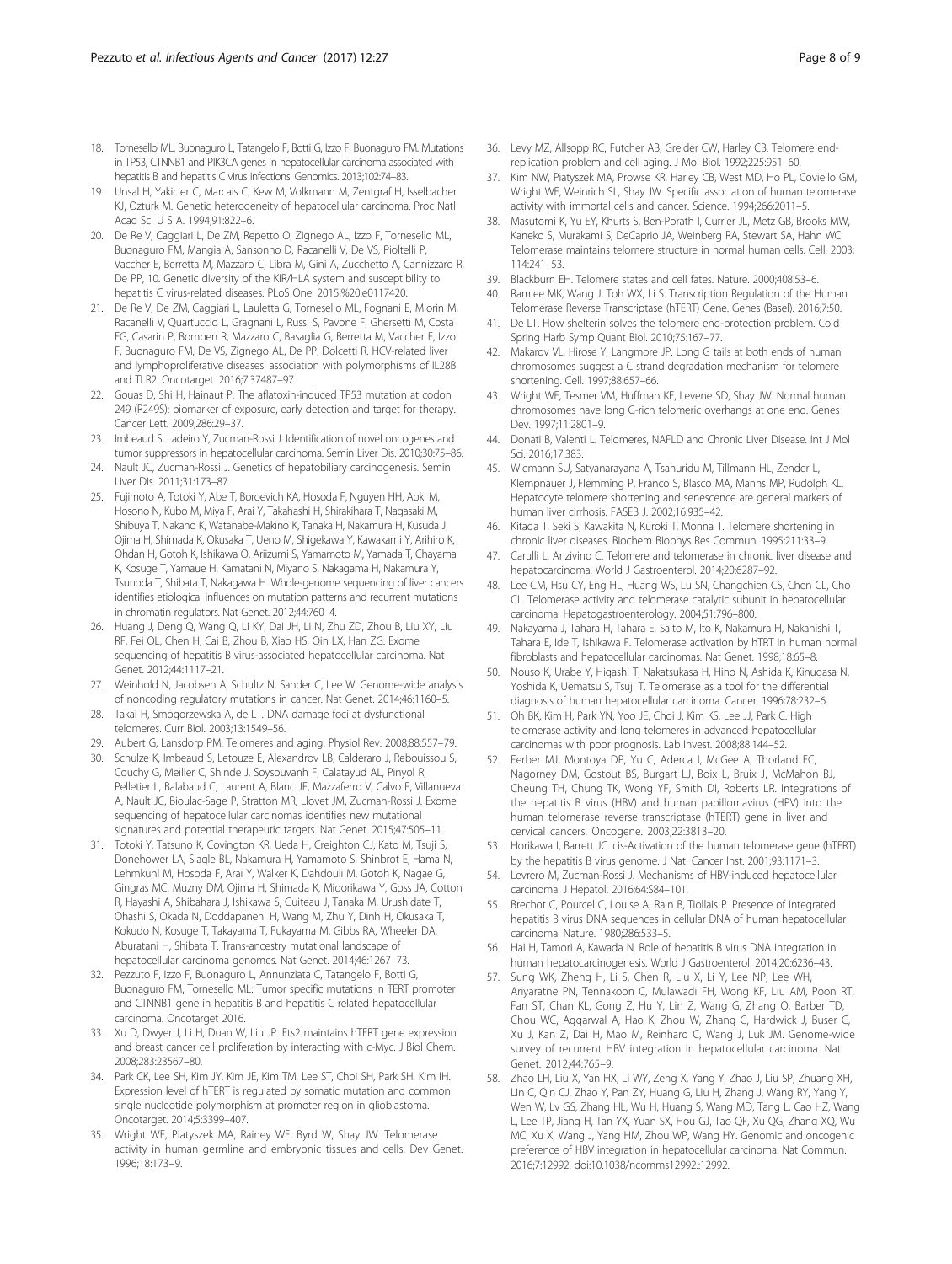18. Tornesello ML, Buonaguro L, Tatangelo F, Botti G, Izzo F, Buonaguro FM. Mutations in TP53, CTNNB1 and PIK3CA genes in hepatocellular carcinoma associated with hepatitis B and hepatitis C virus infections. Genomics. 2013;102:74–83.
19. Unsal H, Yakicier C, Marcais C, Kew M, Volkmann M, Zentgraf H, Isselbacher KJ, Ozturk M. Genetic heterogeneity of hepatocellular carcinoma. Proc Natl Acad Sci U S A. 1994;91:822–6.
20. De Re V, Caggiari L, De ZM, Repetto O, Zignego AL, Izzo F, Tornesello ML, Buonaguro FM, Mangia A, Sansonno D, Racanelli V, De VS, Pioltelli P, Vaccher E, Berretta M, Mazzaro C, Libra M, Gini A, Zucchetto A, Cannizzaro R, De PP, 10. Genetic diversity of the KIR/HLA system and susceptibility to hepatitis C virus-related diseases. PLoS One. 2015;%20:e0117420.
21. De Re V, De ZM, Caggiari L, Lauletta G, Tornesello ML, Fognani E, Miorin M, Racanelli V, Quartuccio L, Gragnani L, Russi S, Pavone F, Ghersetti M, Costa EG, Casarin P, Bomben R, Mazzaro C, Basaglia G, Berretta M, Vaccher E, Izzo F, Buonaguro FM, De VS, Zignego AL, De PP, Dolcetti R. HCV-related liver and lymphoproliferative diseases: association with polymorphisms of IL28B and TLR2. Oncotarget. 2016;7:37487–97.
22. Gouas D, Shi H, Hainaut P. The aflatoxin-induced TP53 mutation at codon 249 (R249S): biomarker of exposure, early detection and target for therapy. Cancer Lett. 2009;286:29–37.
23. Imbeaud S, Ladeiro Y, Zucman-Rossi J. Identification of novel oncogenes and tumor suppressors in hepatocellular carcinoma. Semin Liver Dis. 2010;30:75–86.
24. Nault JC, Zucman-Rossi J. Genetics of hepatobiliary carcinogenesis. Semin Liver Dis. 2011;31:173–87.
25. Fujimoto A, Totoki Y, Abe T, Boroevich KA, Hosoda F, Nguyen HH, Aoki M, Hosono N, Kubo M, Miya F, Arai Y, Takahashi H, Shirakihara T, Nagasaki M, Shibuya T, Nakano K, Watanabe-Makino K, Tanaka H, Nakamura H, Kusuda J, Ojima H, Shimada K, Okusaka T, Ueno M, Shigekawa Y, Kawakami Y, Arihiro K, Ohdan H, Gotoh K, Ishikawa O, Ariizumi S, Yamamoto M, Yamada T, Chayama K, Kosuge T, Yamaue H, Kamatani N, Miyano S, Nakagama H, Nakamura Y, Tsunoda T, Shibata T, Nakagawa H. Whole-genome sequencing of liver cancers identifies etiological influences on mutation patterns and recurrent mutations in chromatin regulators. Nat Genet. 2012;44:760–4.
26. Huang J, Deng Q, Wang Q, Li KY, Dai JH, Li N, Zhu ZD, Zhou B, Liu XY, Liu RF, Fei QL, Chen H, Cai B, Zhou B, Xiao HS, Qin LX, Han ZG. Exome sequencing of hepatitis B virus-associated hepatocellular carcinoma. Nat Genet. 2012;44:1117–21.
27. Weinhold N, Jacobsen A, Schultz N, Sander C, Lee W. Genome-wide analysis of noncoding regulatory mutations in cancer. Nat Genet. 2014;46:1160–5.
28. Takai H, Smogorzewska A, de LT. DNA damage foci at dysfunctional telomeres. Curr Biol. 2003;13:1549–56.
29. Aubert G, Lansdorp PM. Telomeres and aging. Physiol Rev. 2008;88:557–79.
30. Schulze K, Imbeaud S, Letouze E, Alexandrov LB, Calderaro J, Rebouissou S, Couchy G, Meiller C, Shinde J, Soysouvanh F, Calatayud AL, Pinyol R, Pelletier L, Balabaud C, Laurent A, Blanc JF, Mazzaferro V, Calvo F, Villanueva A, Nault JC, Bioulac-Sage P, Stratton MR, Llovet JM, Zucman-Rossi J. Exome sequencing of hepatocellular carcinomas identifies new mutational signatures and potential therapeutic targets. Nat Genet. 2015;47:505–11.
31. Totoki Y, Tatsuno K, Covington KR, Ueda H, Creighton CJ, Kato M, Tsuji S, Donehower LA, Slagle BL, Nakamura H, Yamamoto S, Shinbrot E, Hama N, Lehmkuhl M, Hosoda F, Arai Y, Walker K, Dahdouli M, Gotoh K, Nagae G, Gingras MC, Muzny DM, Ojima H, Shimada K, Midorikawa Y, Goss JA, Cotton R, Hayashi A, Shibahara J, Ishikawa S, Guiteau J, Tanaka M, Urushidate T, Ohashi S, Okada N, Doddapaneni H, Wang M, Zhu Y, Dinh H, Okusaka T, Kokudo N, Kosuge T, Takayama T, Fukayama M, Gibbs RA, Wheeler DA, Aburatani H, Shibata T. Trans-ancestry mutational landscape of hepatocellular carcinoma genomes. Nat Genet. 2014;46:1267–73.
32. Pezzuto F, Izzo F, Buonaguro L, Annunziata C, Tatangelo F, Botti G, Buonaguro FM, Tornesello ML: Tumor specific mutations in TERT promoter and CTNNB1 gene in hepatitis B and hepatitis C related hepatocellular carcinoma. Oncotarget 2016.
33. Xu D, Dwyer J, Li H, Duan W, Liu JP. Ets2 maintains hTERT gene expression and breast cancer cell proliferation by interacting with c-Myc. J Biol Chem. 2008;283:23567–80.
34. Park CK, Lee SH, Kim JY, Kim JE, Kim TM, Lee ST, Choi SH, Park SH, Kim IH. Expression level of hTERT is regulated by somatic mutation and common single nucleotide polymorphism at promoter region in glioblastoma. Oncotarget. 2014;5:3399–407.
35. Wright WE, Piatyszek MA, Rainey WE, Byrd W, Shay JW. Telomerase activity in human germline and embryonic tissues and cells. Dev Genet. 1996;18:173–9.
36. Levy MZ, Allsopp RC, Futcher AB, Greider CW, Harley CB. Telomere end-replication problem and cell aging. J Mol Biol. 1992;225:951–60.
37. Kim NW, Piatyszek MA, Prowse KR, Harley CB, West MD, Ho PL, Coviello GM, Wright WE, Weinrich SL, Shay JW. Specific association of human telomerase activity with immortal cells and cancer. Science. 1994;266:2011–5.
38. Masutomi K, Yu EY, Khurts S, Ben-Porath I, Currier JL, Metz GB, Brooks MW, Kaneko S, Murakami S, DeCaprio JA, Weinberg RA, Stewart SA, Hahn WC. Telomerase maintains telomere structure in normal human cells. Cell. 2003; 114:241–53.
39. Blackburn EH. Telomere states and cell fates. Nature. 2000;408:53–6.
40. Ramlee MK, Wang J, Toh WX, Li S. Transcription Regulation of the Human Telomerase Reverse Transcriptase (hTERT) Gene. Genes (Basel). 2016;7:50.
41. De LT. How shelterin solves the telomere end-protection problem. Cold Spring Harb Symp Quant Biol. 2010;75:167–77.
42. Makarov VL, Hirose Y, Langmore JP. Long G tails at both ends of human chromosomes suggest a C strand degradation mechanism for telomere shortening. Cell. 1997;88:657–66.
43. Wright WE, Tesmer VM, Huffman KE, Levene SD, Shay JW. Normal human chromosomes have long G-rich telomeric overhangs at one end. Genes Dev. 1997;11:2801–9.
44. Donati B, Valenti L. Telomeres, NAFLD and Chronic Liver Disease. Int J Mol Sci. 2016;17:383.
45. Wiemann SU, Satyanarayana A, Tsahuridu M, Tillmann HL, Zender L, Klempnauer J, Flemming P, Franco S, Blasco MA, Manns MP, Rudolph KL. Hepatocyte telomere shortening and senescence are general markers of human liver cirrhosis. FASEB J. 2002;16:935–42.
46. Kitada T, Seki S, Kawakita N, Kuroki T, Monna T. Telomere shortening in chronic liver diseases. Biochem Biophys Res Commun. 1995;211:33–9.
47. Carulli L, Anzivino C. Telomere and telomerase in chronic liver disease and hepatocarcinoma. World J Gastroenterol. 2014;20:6287–92.
48. Lee CM, Hsu CY, Eng HL, Huang WS, Lu SN, Changchien CS, Chen CL, Cho CL. Telomerase activity and telomerase catalytic subunit in hepatocellular carcinoma. Hepatogastroenterology. 2004;51:796–800.
49. Nakayama J, Tahara H, Tahara E, Saito M, Ito K, Nakamura H, Nakanishi T, Tahara E, Ide T, Ishikawa F. Telomerase activation by hTRT in human normal fibroblasts and hepatocellular carcinomas. Nat Genet. 1998;18:65–8.
50. Nouso K, Urabe Y, Higashi T, Nakatsukasa H, Hino N, Ashida K, Kinugasa N, Yoshida K, Uematsu S, Tsuji T. Telomerase as a tool for the differential diagnosis of human hepatocellular carcinoma. Cancer. 1996;78:232–6.
51. Oh BK, Kim H, Park YN, Yoo JE, Choi J, Kim KS, Lee JJ, Park C. High telomerase activity and long telomeres in advanced hepatocellular carcinomas with poor prognosis. Lab Invest. 2008;88:144–52.
52. Ferber MJ, Montoya DP, Yu C, Aderca I, McGee A, Thorland EC, Nagorney DM, Gostout BS, Burgart LJ, Boix L, Bruix J, McMahon BJ, Cheung TH, Chung TK, Wong YF, Smith DI, Roberts LR. Integrations of the hepatitis B virus (HBV) and human papillomavirus (HPV) into the human telomerase reverse transcriptase (hTERT) gene in liver and cervical cancers. Oncogene. 2003;22:3813–20.
53. Horikawa I, Barrett JC. cis-Activation of the human telomerase gene (hTERT) by the hepatitis B virus genome. J Natl Cancer Inst. 2001;93:1171–3.
54. Levrero M, Zucman-Rossi J. Mechanisms of HBV-induced hepatocellular carcinoma. J Hepatol. 2016;64:S84–101.
55. Brechot C, Pourcel C, Louise A, Rain B, Tiollais P. Presence of integrated hepatitis B virus DNA sequences in cellular DNA of human hepatocellular carcinoma. Nature. 1980;286:533–5.
56. Hai H, Tamori A, Kawada N. Role of hepatitis B virus DNA integration in human hepatocarcinogenesis. World J Gastroenterol. 2014;20:6236–43.
57. Sung WK, Zheng H, Li S, Chen R, Liu X, Li Y, Lee NP, Lee WH, Ariyaratne PN, Tennakoon C, Mulawadi FH, Wong KF, Liu AM, Poon RT, Fan ST, Chan KL, Gong Z, Hu Y, Lin Z, Wang G, Zhang Q, Barber TD, Chou WC, Aggarwal A, Hao K, Zhou W, Zhang C, Hardwick J, Buser C, Xu J, Kan Z, Dai H, Mao M, Reinhard C, Wang J, Luk JM. Genome-wide survey of recurrent HBV integration in hepatocellular carcinoma. Nat Genet. 2012;44:765–9.
58. Zhao LH, Liu X, Yan HX, Li WY, Zeng X, Yang Y, Zhao J, Liu SP, Zhuang XH, Lin C, Qin CJ, Zhao Y, Pan ZY, Huang G, Liu H, Zhang J, Wang RY, Yang Y, Wen W, Lv GS, Zhang HL, Wu H, Huang S, Wang MD, Tang L, Cao HZ, Wang L, Lee TP, Jiang H, Tan YX, Yuan SX, Hou GJ, Tao QF, Xu QG, Zhang XQ, Wu MC, Xu X, Wang J, Yang HM, Zhou WP, Wang HY. Genomic and oncogenic preference of HBV integration in hepatocellular carcinoma. Nat Commun. 2016;7:12992. doi:10.1038/ncomms12992.:12992.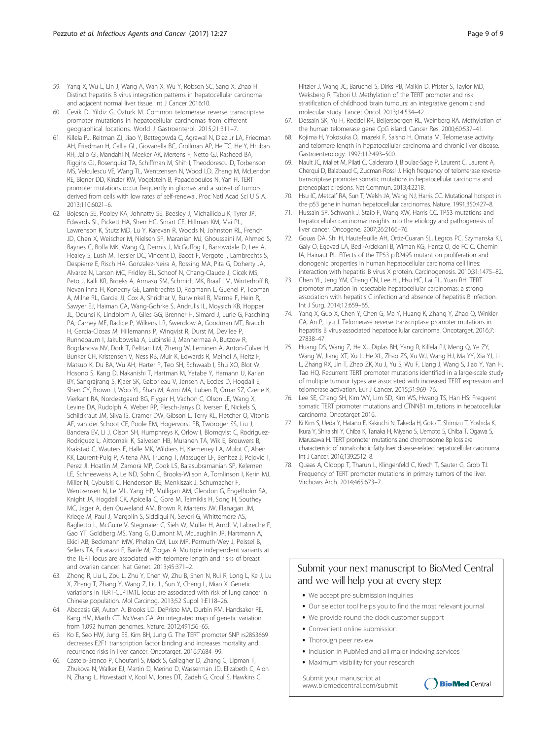59. Yang X, Wu L, Lin J, Wang A, Wan X, Wu Y, Robson SC, Sang X, Zhao H: Distinct hepatitis B virus integration patterns in hepatocellular carcinoma and adjacent normal liver tissue. Int J Cancer 2016:10.
60. Cevik D, Yildiz G, Ozturk M. Common telomerase reverse transcriptase promoter mutations in hepatocellular carcinomas from different geographical locations. World J Gastroenterol. 2015;21:311–7.
61. Killela PJ, Reitman ZJ, Jiao Y, Bettegowda C, Agrawal N, Diaz Jr LA, Friedman AH, Friedman H, Gallia GL, Giovanella BC, Grollman AP, He TC, He Y, Hruban RH, Jallo GI, Mandahl N, Meeker AK, Mertens F, Netto GJ, Rasheed BA, Riggins GJ, Rosenquist TA, Schiffman M, Shih I, Theodorescu D, Torbenson MS, Velculescu VE, Wang TL, Wentzensen N, Wood LD, Zhang M, McLendon RE, Bigner DD, Kinzler KW, Vogelstein B, Papadopoulos N, Yan H. TERT promoter mutations occur frequently in gliomas and a subset of tumors derived from cells with low rates of self-renewal. Proc Natl Acad Sci U S A. 2013;110:6021–6.
62. Bojesen SE, Pooley KA, Johnatty SE, Beesley J, Michailidou K, Tyrer JP, Edwards SL, Pickett HA, Shen HC, Smart CE, Hillman KM, Mai PL, Lawrenson K, Stutz MD, Lu Y, Karevan R, Woods N, Johnston RL, French JD, Chen X, Weischer M, Nielsen SF, Maranian MJ, Ghoussaini M, Ahmed S, Baynes C, Bolla MK, Wang Q, Dennis J, McGuffog L, Barrowdale D, Lee A, Healey S, Lush M, Tessier DC, Vincent D, Bacot F, Vergote I, Lambrechts S, Despierre E, Risch HA, Gonzalez-Neira A, Rossing MA, Pita G, Doherty JA, Alvarez N, Larson MC, Fridley BL, Schoof N, Chang-Claude J, Cicek MS, Peto J, Kalli KR, Broeks A, Armasu SM, Schmidt MK, Braaf LM, Winterhoff B, Nevanlinna H, Konecny GE, Lambrechts D, Rogmann L, Guenel P, Teoman A, Milne RL, Garcia JJ, Cox A, Shridhar V, Burwinkel B, Marme F, Hein R, Sawyer EJ, Haiman CA, Wang-Gohrke S, Andrulis IL, Moysich KB, Hopper JL, Odunsi K, Lindblom A, Giles GG, Brenner H, Simard J, Lurie G, Fasching PA, Carney ME, Radice P, Wilkens LR, Swerdlow A, Goodman MT, Brauch H, Garcia-Closas M, Hillemanns P, Winqvist R, Durst M, Devilee P, Runnebaum I, Jakubowska A, Lubinski J, Mannermaa A, Butzow R, Bogdanova NV, Dork T, Pelttari LM, Zheng W, Leminen A, Anton-Culver H, Bunker CH, Kristensen V, Ness RB, Muir K, Edwards R, Meindl A, Heitz F, Matsuo K, Du BA, Wu AH, Harter P, Teo SH, Schwaab I, Shu XO, Blot W, Hosono S, Kang D, Nakanishi T, Hartman M, Yatabe Y, Hamann U, Karlan BY, Sangrajrang S, Kjaer SK, Gaborieau V, Jensen A, Eccles D, Hogdall E, Shen CY, Brown J, Woo YL, Shah M, Azmi MA, Luben R, Omar SZ, Czene K, Vierkant RA, Nordestgaard BG, Flyger H, Vachon C, Olson JE, Wang X, Levine DA, Rudolph A, Weber RP, Flesch-Janys D, Iversen E, Nickels S, Schildkraut JM, Silva IS, Cramer DW, Gibson L, Terry KL, Fletcher O, Vitonis AF, van der Schoot CE, Poole EM, Hogervorst FB, Tworoger SS, Liu J, Bandera EV, Li J, Olson SH, Humphreys K, Orlow I, Blomqvist C, Rodriguez-Rodriguez L, Aittomaki K, Salvesen HB, Muranen TA, Wik E, Brouwers B, Krakstad C, Wauters E, Halle MK, Wildiers H, Kiemeney LA, Mulot C, Aben KK, Laurent-Puig P, Altena AM, Truong T, Massuger LF, Benitez J, Pejovic T, Perez JI, Hoatlin M, Zamora MP, Cook LS, Balasubramanian SP, Kelemen LE, Schneeweiss A, Le ND, Sohn C, Brooks-Wilson A, Tomlinson I, Kerin MJ, Miller N, Cybulski C, Henderson BE, Menkiszak J, Schumacher F, Wentzensen N, Le ML, Yang HP, Mulligan AM, Glendon G, Engelholm SA, Knight JA, Hogdall CK, Apicella C, Gore M, Tsimiklis H, Song H, Southey MC, Jager A, den Ouweland AM, Brown R, Martens JW, Flanagan JM, Kriege M, Paul J, Margolin S, Siddiqui N, Severi G, Whittemore AS, Baglietto L, McGuire V, Stegmaier C, Sieh W, Muller H, Arndt V, Labreche F, Gao YT, Goldberg MS, Yang G, Dumont M, McLaughlin JR, Hartmann A, Ekici AB, Beckmann MW, Phelan CM, Lux MP, Permuth-Wey J, Peissel B, Sellers TA, Ficarazzi F, Barile M, Ziogas A. Multiple independent variants at the TERT locus are associated with telomere length and risks of breast and ovarian cancer. Nat Genet. 2013;45:371–2.
63. Zhong R, Liu L, Zou L, Zhu Y, Chen W, Zhu B, Shen N, Rui R, Long L, Ke J, Lu X, Zhang T, Zhang Y, Wang Z, Liu L, Sun Y, Cheng L, Miao X. Genetic variations in TERT-CLPTM1L locus are associated with risk of lung cancer in Chinese population. Mol Carcinog. 2013;52 Suppl 1:E118–26.
64. Abecasis GR, Auton A, Brooks LD, DePristo MA, Durbin RM, Handsaker RE, Kang HM, Marth GT, McVean GA. An integrated map of genetic variation from 1,092 human genomes. Nature. 2012;491:56–65.
65. Ko E, Seo HW, Jung ES, Kim BH, Jung G. The TERT promoter SNP rs2853669 decreases E2F1 transcription factor binding and increases mortality and recurrence risks in liver cancer. Oncotarget. 2016;7:684–99.
66. Castelo-Branco P, Choufani S, Mack S, Gallagher D, Zhang C, Lipman T, Zhukova N, Walker EJ, Martin D, Merino D, Wasserman JD, Elizabeth C, Alon N, Zhang L, Hovestadt V, Kool M, Jones DT, Zadeh G, Croul S, Hawkins C, Hitzler J, Wang JC, Baruchel S, Dirks PB, Malkin D, Pfister S, Taylor MD, Weksberg R, Tabori U. Methylation of the TERT promoter and risk stratification of childhood brain tumours: an integrative genomic and molecular study. Lancet Oncol. 2013;14:534–42.
67. Dessain SK, Yu H, Reddel RR, Beijersbergen RL, Weinberg RA. Methylation of the human telomerase gene CpG island. Cancer Res. 2000;60:537–41.
68. Kojima H, Yokosuka O, Imazeki F, Saisho H, Omata M. Telomerase activity and telomere length in hepatocellular carcinoma and chronic liver disease. Gastroenterology. 1997;112:493–500.
69. Nault JC, Mallet M, Pilati C, Calderaro J, Bioulac-Sage P, Laurent C, Laurent A, Cherqui D, Balabaud C, Zucman-Rossi J. High frequency of telomerase reverse-transcriptase promoter somatic mutations in hepatocellular carcinoma and preneoplastic lesions. Nat Commun. 2013;4:2218.
70. Hsu IC, Metcalf RA, Sun T, Welsh JA, Wang NJ, Harris CC. Mutational hotspot in the p53 gene in human hepatocellular carcinomas. Nature. 1991;350:427–8.
71. Hussain SP, Schwank J, Staib F, Wang XW, Harris CC. TP53 mutations and hepatocellular carcinoma: insights into the etiology and pathogenesis of liver cancer. Oncogene. 2007;26:2166–76.
72. Gouas DA, Shi H, Hautefeuille AH, Ortiz-Cuaran SL, Legros PC, Szymanska KJ, Galy O, Egevad LA, Bedi-Ardekani B, Wiman KG, Hantz O, de FC C, Chemin IA, Hainaut PL. Effects of the TP53 p.R249S mutant on proliferation and clonogenic properties in human hepatocellular carcinoma cell lines: interaction with hepatitis B virus X protein. Carcinogenesis. 2010;31:1475–82.
73. Chen YL, Jeng YM, Chang CN, Lee HJ, Hsu HC, Lai PL, Yuan RH. TERT promoter mutation in resectable hepatocellular carcinomas: a strong association with hepatitis C infection and absence of hepatitis B infection. Int J Surg. 2014;12:659–65.
74. Yang X, Guo X, Chen Y, Chen G, Ma Y, Huang K, Zhang Y, Zhao Q, Winkler CA, An P, Lyu J. Telomerase reverse transcriptase promoter mutations in hepatitis B virus-associated hepatocellular carcinoma. Oncotarget. 2016;7:27838–47.
75. Huang DS, Wang Z, He XJ, Diplas BH, Yang R, Killela PJ, Meng Q, Ye ZY, Wang W, Jiang XT, Xu L, He XL, Zhao ZS, Xu WJ, Wang HJ, Ma YY, Xia YJ, Li L, Zhang RX, Jin T, Zhao ZK, Xu J, Yu S, Wu F, Liang J, Wang S, Jiao Y, Yan H, Tao HQ. Recurrent TERT promoter mutations identified in a large-scale study of multiple tumour types are associated with increased TERT expression and telomerase activation. Eur J Cancer. 2015;51:969–76.
76. Lee SE, Chang SH, Kim WY, Lim SD, Kim WS, Hwang TS, Han HS: Frequent somatic TERT promoter mutations and CTNNB1 mutations in hepatocellular carcinoma. Oncotarget 2016.
77. Ki Kim S, Ueda Y, Hatano E, Kakiuchi N, Takeda H, Goto T, Shimizu T, Yoshida K, Ikura Y, Shiraishi Y, Chiba K, Tanaka H, Miyano S, Uemoto S, Chiba T, Ogawa S, Marusawa H. TERT promoter mutations and chromosome 8p loss are characteristic of nonalcoholic fatty liver disease-related hepatocellular carcinoma. Int J Cancer. 2016;139:2512–8.
78. Quaas A, Oldopp T, Tharun L, Klingenfeld C, Krech T, Sauter G, Grob TJ. Frequency of TERT promoter mutations in primary tumors of the liver. Virchows Arch. 2014;465:673–7.

Submit your next manuscript to BioMed Central and we will help you at every step:

- We accept pre-submission inquiries
- Our selector tool helps you to find the most relevant journal
- We provide round the clock customer support
- Convenient online submission
- Thorough peer review
- Inclusion in PubMed and all major indexing services
- Maximum visibility for your research

Submit your manuscript at www.biomedcentral.com/submit

BioMed Central